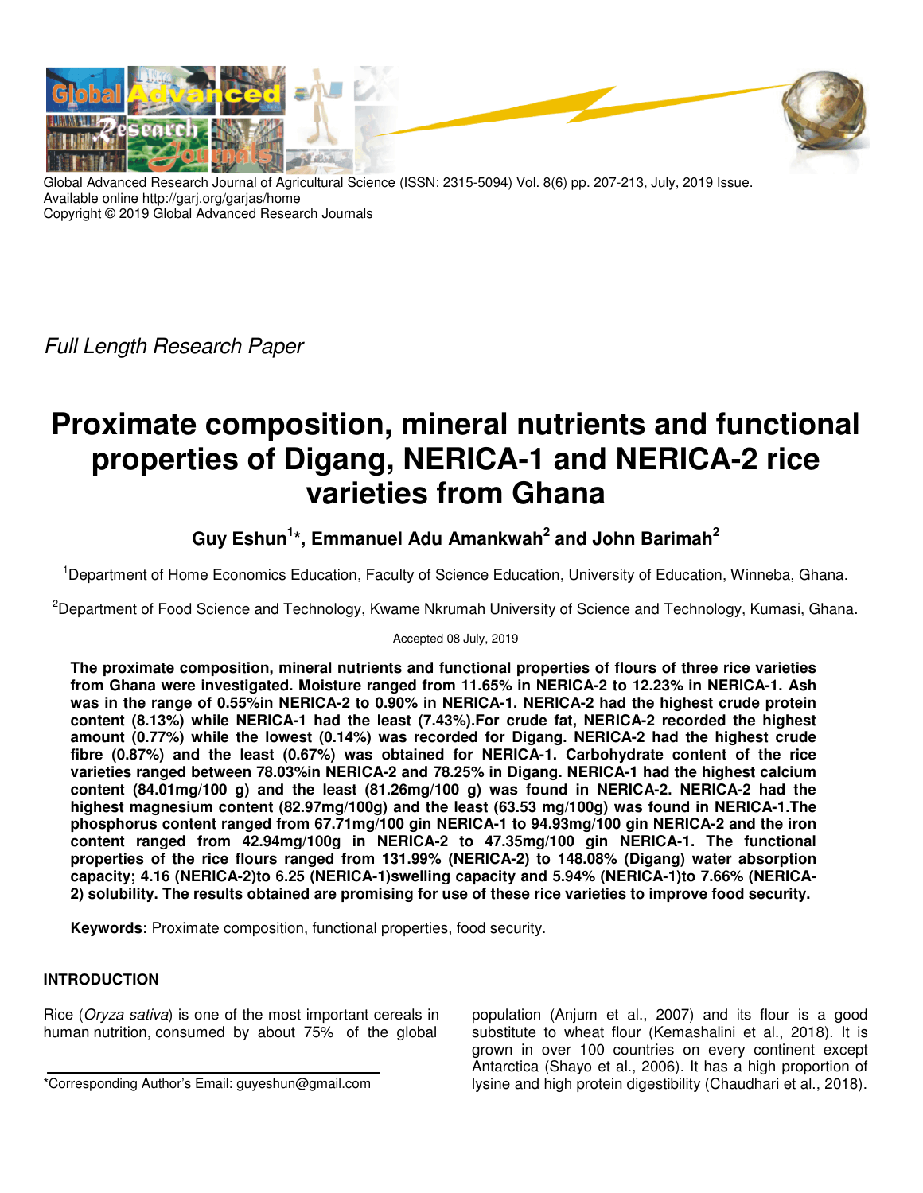Global Advanced Research Journal of Agricultural Science (ISSN: 2315-5094) Vol. 8(6) pp. 207-213, July, 2019 Issue.
Available online http://garj.org/garjas/home
Copyright © 2019 Global Advanced Research Journals

*Full Length Research Paper*

# Proximate composition, mineral nutrients and functional properties of Digang, NERICA-1 and NERICA-2 rice varieties from Ghana

**Guy Eshun[1]*, Emmanuel Adu Amankwah[2] and John Barimah[2]**

[1]Department of Home Economics Education, Faculty of Science Education, University of Education, Winneba, Ghana.

[2]Department of Food Science and Technology, Kwame Nkrumah University of Science and Technology, Kumasi, Ghana.

Accepted 08 July, 2019

**The proximate composition, mineral nutrients and functional properties of flours of three rice varieties from Ghana were investigated. Moisture ranged from 11.65% in NERICA-2 to 12.23% in NERICA-1. Ash was in the range of 0.55%in NERICA-2 to 0.90% in NERICA-1. NERICA-2 had the highest crude protein content (8.13%) while NERICA-1 had the least (7.43%).For crude fat, NERICA-2 recorded the highest amount (0.77%) while the lowest (0.14%) was recorded for Digang. NERICA-2 had the highest crude fibre (0.87%) and the least (0.67%) was obtained for NERICA-1. Carbohydrate content of the rice varieties ranged between 78.03%in NERICA-2 and 78.25% in Digang. NERICA-1 had the highest calcium content (84.01mg/100 g) and the least (81.26mg/100 g) was found in NERICA-2. NERICA-2 had the highest magnesium content (82.97mg/100g) and the least (63.53 mg/100g) was found in NERICA-1.The phosphorus content ranged from 67.71mg/100 gin NERICA-1 to 94.93mg/100 gin NERICA-2 and the iron content ranged from 42.94mg/100g in NERICA-2 to 47.35mg/100 gin NERICA-1. The functional properties of the rice flours ranged from 131.99% (NERICA-2) to 148.08% (Digang) water absorption capacity; 4.16 (NERICA-2)to 6.25 (NERICA-1)swelling capacity and 5.94% (NERICA-1)to 7.66% (NERICA-2) solubility. The results obtained are promising for use of these rice varieties to improve food security.**

**Keywords:** Proximate composition, functional properties, food security.

## INTRODUCTION

Rice (*Oryza sativa*) is one of the most important cereals in human nutrition, consumed by about 75% of the global population (Anjum et al., 2007) and its flour is a good substitute to wheat flour (Kemashalini et al., 2018). It is grown in over 100 countries on every continent except Antarctica (Shayo et al., 2006). It has a high proportion of lysine and high protein digestibility (Chaudhari et al., 2018).

*Corresponding Author's Email: guyeshun@gmail.com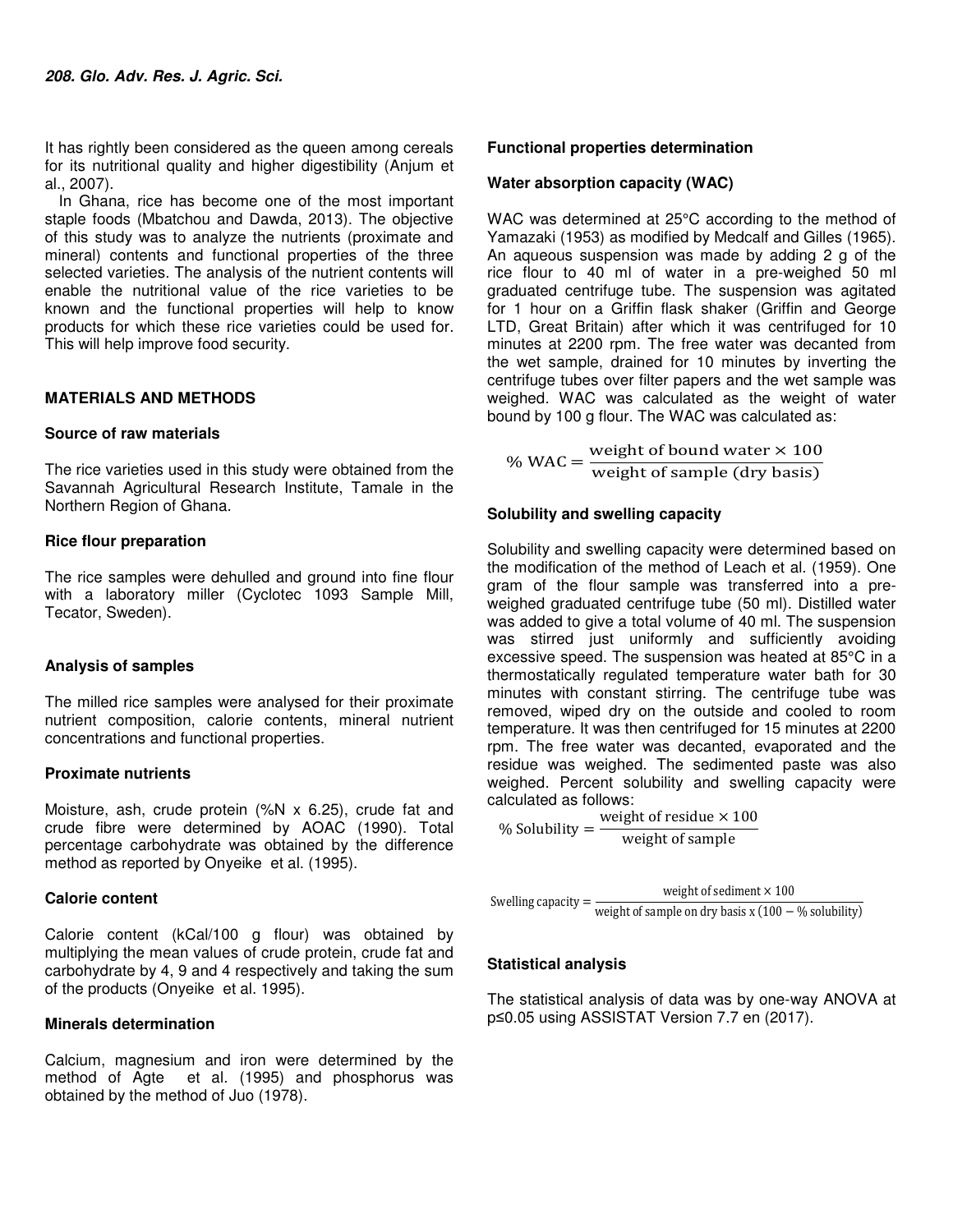It has rightly been considered as the queen among cereals for its nutritional quality and higher digestibility (Anjum et al., 2007).

In Ghana, rice has become one of the most important staple foods (Mbatchou and Dawda, 2013). The objective of this study was to analyze the nutrients (proximate and mineral) contents and functional properties of the three selected varieties. The analysis of the nutrient contents will enable the nutritional value of the rice varieties to be known and the functional properties will help to know products for which these rice varieties could be used for. This will help improve food security.

## MATERIALS AND METHODS

### Source of raw materials

The rice varieties used in this study were obtained from the Savannah Agricultural Research Institute, Tamale in the Northern Region of Ghana.

### Rice flour preparation

The rice samples were dehulled and ground into fine flour with a laboratory miller (Cyclotec 1093 Sample Mill, Tecator, Sweden).

### Analysis of samples

The milled rice samples were analysed for their proximate nutrient composition, calorie contents, mineral nutrient concentrations and functional properties.

### Proximate nutrients

Moisture, ash, crude protein (%N x 6.25), crude fat and crude fibre were determined by AOAC (1990). Total percentage carbohydrate was obtained by the difference method as reported by Onyeike et al. (1995).

### Calorie content

Calorie content (kCal/100 g flour) was obtained by multiplying the mean values of crude protein, crude fat and carbohydrate by 4, 9 and 4 respectively and taking the sum of the products (Onyeike et al. 1995).

### Minerals determination

Calcium, magnesium and iron were determined by the method of Agte et al. (1995) and phosphorus was obtained by the method of Juo (1978).

### Functional properties determination

### Water absorption capacity (WAC)

WAC was determined at 25°C according to the method of Yamazaki (1953) as modified by Medcalf and Gilles (1965). An aqueous suspension was made by adding 2 g of the rice flour to 40 ml of water in a pre-weighed 50 ml graduated centrifuge tube. The suspension was agitated for 1 hour on a Griffin flask shaker (Griffin and George LTD, Great Britain) after which it was centrifuged for 10 minutes at 2200 rpm. The free water was decanted from the wet sample, drained for 10 minutes by inverting the centrifuge tubes over filter papers and the wet sample was weighed. WAC was calculated as the weight of water bound by 100 g flour. The WAC was calculated as:

$$\%\ \text{WAC} = \frac{\text{weight of bound water} \times 100}{\text{weight of sample (dry basis)}}$$

### Solubility and swelling capacity

Solubility and swelling capacity were determined based on the modification of the method of Leach et al. (1959). One gram of the flour sample was transferred into a pre-weighed graduated centrifuge tube (50 ml). Distilled water was added to give a total volume of 40 ml. The suspension was stirred just uniformly and sufficiently avoiding excessive speed. The suspension was heated at 85°C in a thermostatically regulated temperature water bath for 30 minutes with constant stirring. The centrifuge tube was removed, wiped dry on the outside and cooled to room temperature. It was then centrifuged for 15 minutes at 2200 rpm. The free water was decanted, evaporated and the residue was weighed. The sedimented paste was also weighed. Percent solubility and swelling capacity were calculated as follows:

$$\%\ \text{Solubility} = \frac{\text{weight of residue} \times 100}{\text{weight of sample}}$$

$$\text{Swelling capacity} = \frac{\text{weight of sediment} \times 100}{\text{weight of sample on dry basis x } (100 - \%\ \text{solubility})}$$

### Statistical analysis

The statistical analysis of data was by one-way ANOVA at p≤0.05 using ASSISTAT Version 7.7 en (2017).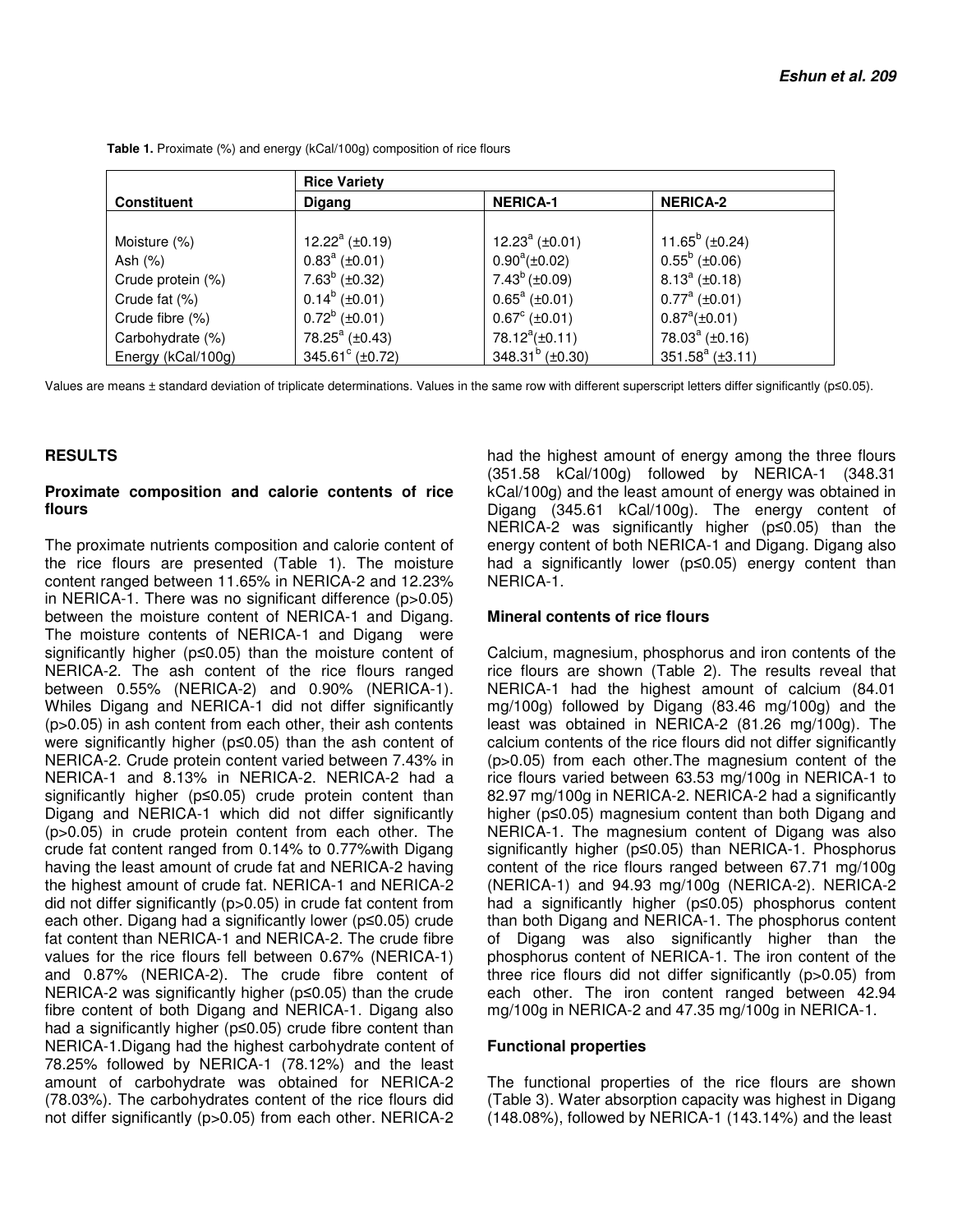**Table 1.** Proximate (%) and energy (kCal/100g) composition of rice flours

| Constituent | Rice Variety | | |
|---|---|---|---|
| | Digang | NERICA-1 | NERICA-2 |
| Moisture (%) | $12.22^{a}$ (±0.19) | $12.23^{a}$ (±0.01) | $11.65^{b}$ (±0.24) |
| Ash (%) | $0.83^{a}$ (±0.01) | $0.90^{a}$(±0.02) | $0.55^{b}$ (±0.06) |
| Crude protein (%) | $7.63^{b}$ (±0.32) | $7.43^{b}$ (±0.09) | $8.13^{a}$ (±0.18) |
| Crude fat (%) | $0.14^{b}$ (±0.01) | $0.65^{a}$ (±0.01) | $0.77^{a}$ (±0.01) |
| Crude fibre (%) | $0.72^{b}$ (±0.01) | $0.67^{c}$ (±0.01) | $0.87^{a}$(±0.01) |
| Carbohydrate (%) | $78.25^{a}$ (±0.43) | $78.12^{a}$(±0.11) | $78.03^{a}$ (±0.16) |
| Energy (kCal/100g) | $345.61^{c}$ (±0.72) | $348.31^{b}$ (±0.30) | $351.58^{a}$ (±3.11) |

Values are means ± standard deviation of triplicate determinations. Values in the same row with different superscript letters differ significantly (p≤0.05).

## RESULTS

### Proximate composition and calorie contents of rice flours

The proximate nutrients composition and calorie content of the rice flours are presented (Table 1). The moisture content ranged between 11.65% in NERICA-2 and 12.23% in NERICA-1. There was no significant difference (p>0.05) between the moisture content of NERICA-1 and Digang. The moisture contents of NERICA-1 and Digang were significantly higher (p≤0.05) than the moisture content of NERICA-2. The ash content of the rice flours ranged between 0.55% (NERICA-2) and 0.90% (NERICA-1). Whiles Digang and NERICA-1 did not differ significantly (p>0.05) in ash content from each other, their ash contents were significantly higher (p≤0.05) than the ash content of NERICA-2. Crude protein content varied between 7.43% in NERICA-1 and 8.13% in NERICA-2. NERICA-2 had a significantly higher (p≤0.05) crude protein content than Digang and NERICA-1 which did not differ significantly (p>0.05) in crude protein content from each other. The crude fat content ranged from 0.14% to 0.77%with Digang having the least amount of crude fat and NERICA-2 having the highest amount of crude fat. NERICA-1 and NERICA-2 did not differ significantly (p>0.05) in crude fat content from each other. Digang had a significantly lower (p≤0.05) crude fat content than NERICA-1 and NERICA-2. The crude fibre values for the rice flours fell between 0.67% (NERICA-1) and 0.87% (NERICA-2). The crude fibre content of NERICA-2 was significantly higher (p≤0.05) than the crude fibre content of both Digang and NERICA-1. Digang also had a significantly higher (p≤0.05) crude fibre content than NERICA-1.Digang had the highest carbohydrate content of 78.25% followed by NERICA-1 (78.12%) and the least amount of carbohydrate was obtained for NERICA-2 (78.03%). The carbohydrates content of the rice flours did not differ significantly (p>0.05) from each other. NERICA-2 had the highest amount of energy among the three flours (351.58 kCal/100g) followed by NERICA-1 (348.31 kCal/100g) and the least amount of energy was obtained in Digang (345.61 kCal/100g). The energy content of NERICA-2 was significantly higher (p≤0.05) than the energy content of both NERICA-1 and Digang. Digang also had a significantly lower (p≤0.05) energy content than NERICA-1.

### Mineral contents of rice flours

Calcium, magnesium, phosphorus and iron contents of the rice flours are shown (Table 2). The results reveal that NERICA-1 had the highest amount of calcium (84.01 mg/100g) followed by Digang (83.46 mg/100g) and the least was obtained in NERICA-2 (81.26 mg/100g). The calcium contents of the rice flours did not differ significantly (p>0.05) from each other.The magnesium content of the rice flours varied between 63.53 mg/100g in NERICA-1 to 82.97 mg/100g in NERICA-2. NERICA-2 had a significantly higher (p≤0.05) magnesium content than both Digang and NERICA-1. The magnesium content of Digang was also significantly higher (p≤0.05) than NERICA-1. Phosphorus content of the rice flours ranged between 67.71 mg/100g (NERICA-1) and 94.93 mg/100g (NERICA-2). NERICA-2 had a significantly higher (p≤0.05) phosphorus content than both Digang and NERICA-1. The phosphorus content of Digang was also significantly higher than the phosphorus content of NERICA-1. The iron content of the three rice flours did not differ significantly (p>0.05) from each other. The iron content ranged between 42.94 mg/100g in NERICA-2 and 47.35 mg/100g in NERICA-1.

### Functional properties

The functional properties of the rice flours are shown (Table 3). Water absorption capacity was highest in Digang (148.08%), followed by NERICA-1 (143.14%) and the least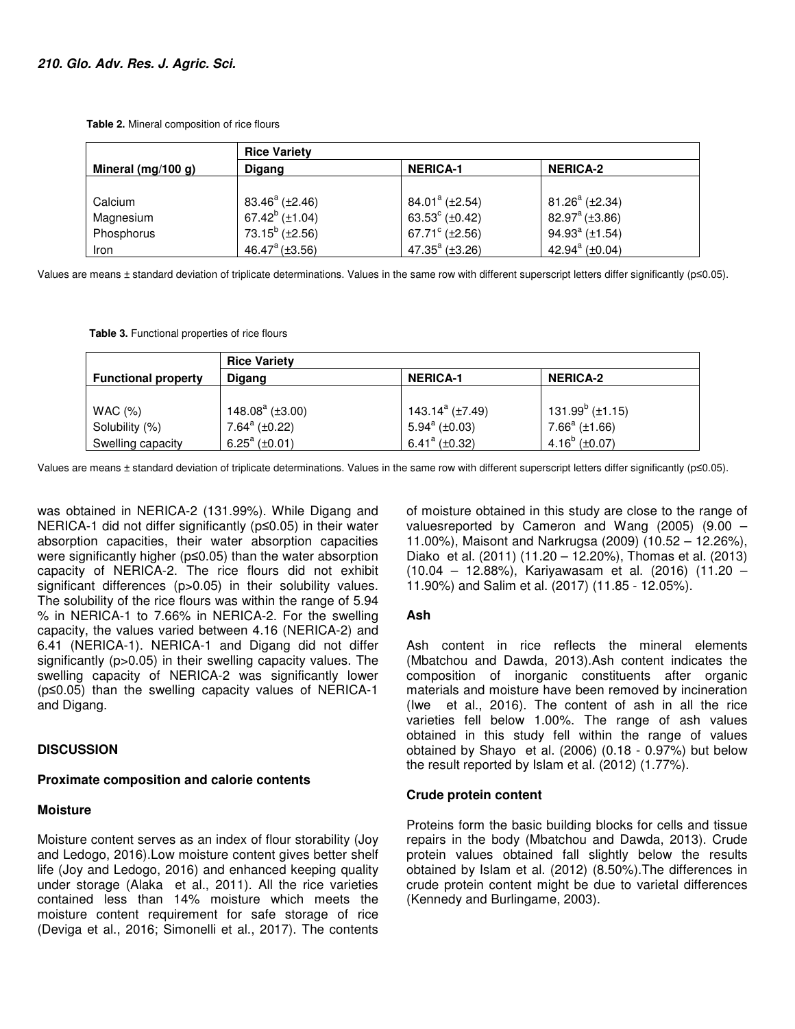**Table 2.** Mineral composition of rice flours

| | Rice Variety | | |
|---|---|---|---|
| Mineral (mg/100 g) | Digang | NERICA-1 | NERICA-2 |
| Calcium | 83.46[a] (±2.46) | 84.01[a] (±2.54) | 81.26[a] (±2.34) |
| Magnesium | 67.42[b] (±1.04) | 63.53[c] (±0.42) | 82.97[a] (±3.86) |
| Phosphorus | 73.15[b] (±2.56) | 67.71[c] (±2.56) | 94.93[a] (±1.54) |
| Iron | 46.47[a] (±3.56) | 47.35[a] (±3.26) | 42.94[a] (±0.04) |

Values are means ± standard deviation of triplicate determinations. Values in the same row with different superscript letters differ significantly (p≤0.05).

**Table 3.** Functional properties of rice flours

| | Rice Variety | | |
|---|---|---|---|
| Functional property | Digang | NERICA-1 | NERICA-2 |
| WAC (%) | 148.08[a] (±3.00) | 143.14[a] (±7.49) | 131.99[b] (±1.15) |
| Solubility (%) | 7.64[a] (±0.22) | 5.94[a] (±0.03) | 7.66[a] (±1.66) |
| Swelling capacity | 6.25[a] (±0.01) | 6.41[a] (±0.32) | 4.16[b] (±0.07) |

Values are means ± standard deviation of triplicate determinations. Values in the same row with different superscript letters differ significantly (p≤0.05).

was obtained in NERICA-2 (131.99%). While Digang and NERICA-1 did not differ significantly (p≤0.05) in their water absorption capacities, their water absorption capacities were significantly higher (p≤0.05) than the water absorption capacity of NERICA-2. The rice flours did not exhibit significant differences (p>0.05) in their solubility values. The solubility of the rice flours was within the range of 5.94 % in NERICA-1 to 7.66% in NERICA-2. For the swelling capacity, the values varied between 4.16 (NERICA-2) and 6.41 (NERICA-1). NERICA-1 and Digang did not differ significantly (p>0.05) in their swelling capacity values. The swelling capacity of NERICA-2 was significantly lower (p≤0.05) than the swelling capacity values of NERICA-1 and Digang.

## DISCUSSION

### Proximate composition and calorie contents

#### Moisture

Moisture content serves as an index of flour storability (Joy and Ledogo, 2016).Low moisture content gives better shelf life (Joy and Ledogo, 2016) and enhanced keeping quality under storage (Alaka et al., 2011). All the rice varieties contained less than 14% moisture which meets the moisture content requirement for safe storage of rice (Deviga et al., 2016; Simonelli et al., 2017). The contents of moisture obtained in this study are close to the range of valuesreported by Cameron and Wang (2005) (9.00 – 11.00%), Maisont and Narkrugsa (2009) (10.52 – 12.26%), Diako et al. (2011) (11.20 – 12.20%), Thomas et al. (2013) (10.04 – 12.88%), Kariyawasam et al. (2016) (11.20 – 11.90%) and Salim et al. (2017) (11.85 - 12.05%).

#### Ash

Ash content in rice reflects the mineral elements (Mbatchou and Dawda, 2013).Ash content indicates the composition of inorganic constituents after organic materials and moisture have been removed by incineration (Iwe et al., 2016). The content of ash in all the rice varieties fell below 1.00%. The range of ash values obtained in this study fell within the range of values obtained by Shayo et al. (2006) (0.18 - 0.97%) but below the result reported by Islam et al. (2012) (1.77%).

#### Crude protein content

Proteins form the basic building blocks for cells and tissue repairs in the body (Mbatchou and Dawda, 2013). Crude protein values obtained fall slightly below the results obtained by Islam et al. (2012) (8.50%).The differences in crude protein content might be due to varietal differences (Kennedy and Burlingame, 2003).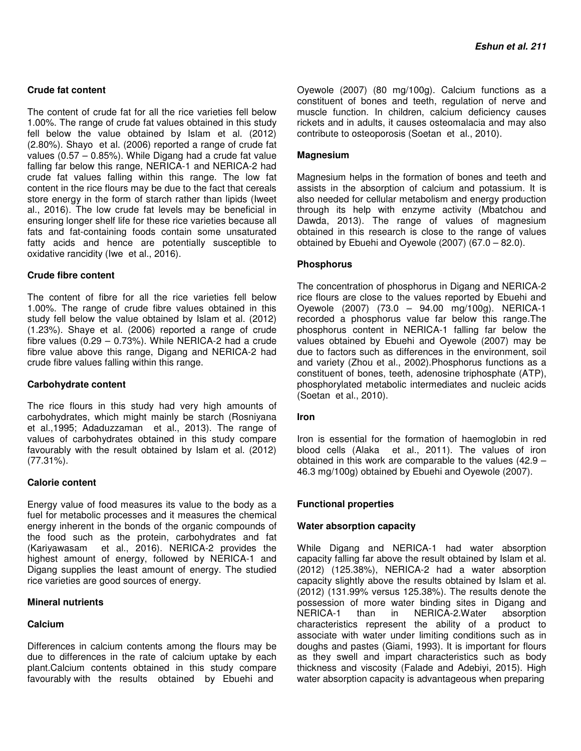### Crude fat content

The content of crude fat for all the rice varieties fell below 1.00%. The range of crude fat values obtained in this study fell below the value obtained by Islam et al. (2012) (2.80%). Shayo et al. (2006) reported a range of crude fat values (0.57 – 0.85%). While Digang had a crude fat value falling far below this range, NERICA-1 and NERICA-2 had crude fat values falling within this range. The low fat content in the rice flours may be due to the fact that cereals store energy in the form of starch rather than lipids (Iweet al., 2016). The low crude fat levels may be beneficial in ensuring longer shelf life for these rice varieties because all fats and fat-containing foods contain some unsaturated fatty acids and hence are potentially susceptible to oxidative rancidity (Iwe et al., 2016).

### Crude fibre content

The content of fibre for all the rice varieties fell below 1.00%. The range of crude fibre values obtained in this study fell below the value obtained by Islam et al. (2012) (1.23%). Shaye et al. (2006) reported a range of crude fibre values (0.29 – 0.73%). While NERICA-2 had a crude fibre value above this range, Digang and NERICA-2 had crude fibre values falling within this range.

### Carbohydrate content

The rice flours in this study had very high amounts of carbohydrates, which might mainly be starch (Rosniyana et al.,1995; Adaduzzaman et al., 2013). The range of values of carbohydrates obtained in this study compare favourably with the result obtained by Islam et al. (2012) (77.31%).

### Calorie content

Energy value of food measures its value to the body as a fuel for metabolic processes and it measures the chemical energy inherent in the bonds of the organic compounds of the food such as the protein, carbohydrates and fat (Kariyawasam et al., 2016). NERICA-2 provides the highest amount of energy, followed by NERICA-1 and Digang supplies the least amount of energy. The studied rice varieties are good sources of energy.

### Mineral nutrients

### Calcium

Differences in calcium contents among the flours may be due to differences in the rate of calcium uptake by each plant.Calcium contents obtained in this study compare favourably with the results obtained by Ebuehi and Oyewole (2007) (80 mg/100g). Calcium functions as a constituent of bones and teeth, regulation of nerve and muscle function. In children, calcium deficiency causes rickets and in adults, it causes osteomalacia and may also contribute to osteoporosis (Soetan et al., 2010).

### Magnesium

Magnesium helps in the formation of bones and teeth and assists in the absorption of calcium and potassium. It is also needed for cellular metabolism and energy production through its help with enzyme activity (Mbatchou and Dawda, 2013). The range of values of magnesium obtained in this research is close to the range of values obtained by Ebuehi and Oyewole (2007) (67.0 – 82.0).

### Phosphorus

The concentration of phosphorus in Digang and NERICA-2 rice flours are close to the values reported by Ebuehi and Oyewole (2007) (73.0 – 94.00 mg/100g). NERICA-1 recorded a phosphorus value far below this range.The phosphorus content in NERICA-1 falling far below the values obtained by Ebuehi and Oyewole (2007) may be due to factors such as differences in the environment, soil and variety (Zhou et al., 2002).Phosphorus functions as a constituent of bones, teeth, adenosine triphosphate (ATP), phosphorylated metabolic intermediates and nucleic acids (Soetan et al., 2010).

### Iron

Iron is essential for the formation of haemoglobin in red blood cells (Alaka et al., 2011). The values of iron obtained in this work are comparable to the values (42.9 – 46.3 mg/100g) obtained by Ebuehi and Oyewole (2007).

## Functional properties

### Water absorption capacity

While Digang and NERICA-1 had water absorption capacity falling far above the result obtained by Islam et al. (2012) (125.38%), NERICA-2 had a water absorption capacity slightly above the results obtained by Islam et al. (2012) (131.99% versus 125.38%). The results denote the possession of more water binding sites in Digang and NERICA-1 than in NERICA-2.Water absorption characteristics represent the ability of a product to associate with water under limiting conditions such as in doughs and pastes (Giami, 1993). It is important for flours as they swell and impart characteristics such as body thickness and viscosity (Falade and Adebiyi, 2015). High water absorption capacity is advantageous when preparing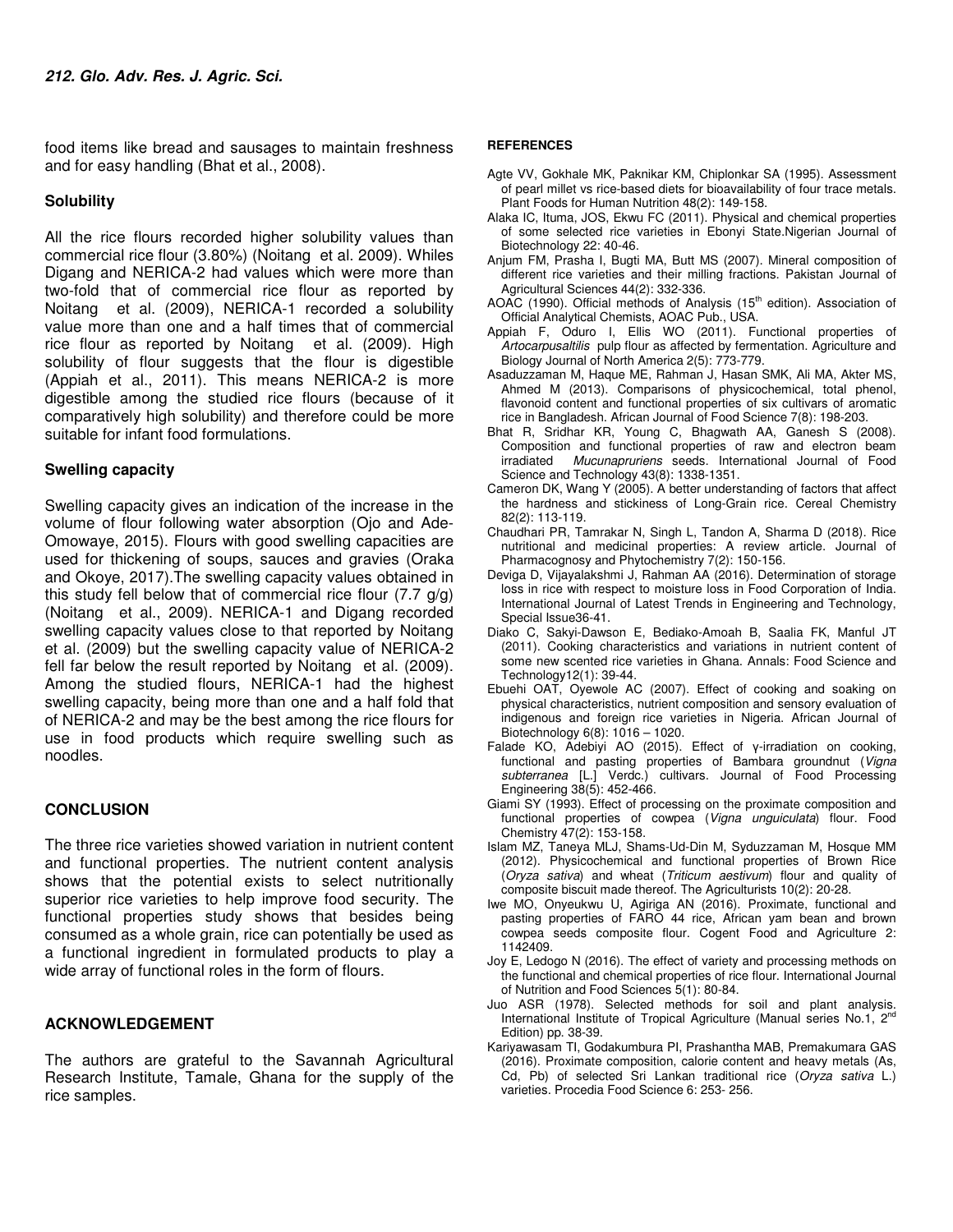food items like bread and sausages to maintain freshness and for easy handling (Bhat et al., 2008).

### Solubility

All the rice flours recorded higher solubility values than commercial rice flour (3.80%) (Noitang et al. 2009). Whiles Digang and NERICA-2 had values which were more than two-fold that of commercial rice flour as reported by Noitang et al. (2009), NERICA-1 recorded a solubility value more than one and a half times that of commercial rice flour as reported by Noitang et al. (2009). High solubility of flour suggests that the flour is digestible (Appiah et al., 2011). This means NERICA-2 is more digestible among the studied rice flours (because of it comparatively high solubility) and therefore could be more suitable for infant food formulations.

### Swelling capacity

Swelling capacity gives an indication of the increase in the volume of flour following water absorption (Ojo and Ade-Omowaye, 2015). Flours with good swelling capacities are used for thickening of soups, sauces and gravies (Oraka and Okoye, 2017).The swelling capacity values obtained in this study fell below that of commercial rice flour (7.7 g/g) (Noitang et al., 2009). NERICA-1 and Digang recorded swelling capacity values close to that reported by Noitang et al. (2009) but the swelling capacity value of NERICA-2 fell far below the result reported by Noitang et al. (2009). Among the studied flours, NERICA-1 had the highest swelling capacity, being more than one and a half fold that of NERICA-2 and may be the best among the rice flours for use in food products which require swelling such as noodles.

## CONCLUSION

The three rice varieties showed variation in nutrient content and functional properties. The nutrient content analysis shows that the potential exists to select nutritionally superior rice varieties to help improve food security. The functional properties study shows that besides being consumed as a whole grain, rice can potentially be used as a functional ingredient in formulated products to play a wide array of functional roles in the form of flours.

## ACKNOWLEDGEMENT

The authors are grateful to the Savannah Agricultural Research Institute, Tamale, Ghana for the supply of the rice samples.

## REFERENCES

Agte VV, Gokhale MK, Paknikar KM, Chiplonkar SA (1995). Assessment of pearl millet vs rice-based diets for bioavailability of four trace metals. Plant Foods for Human Nutrition 48(2): 149-158.

Alaka IC, Ituma, JOS, Ekwu FC (2011). Physical and chemical properties of some selected rice varieties in Ebonyi State.Nigerian Journal of Biotechnology 22: 40-46.

Anjum FM, Prasha I, Bugti MA, Butt MS (2007). Mineral composition of different rice varieties and their milling fractions. Pakistan Journal of Agricultural Sciences 44(2): 332-336.

AOAC (1990). Official methods of Analysis (15th edition). Association of Official Analytical Chemists, AOAC Pub., USA.

Appiah F, Oduro I, Ellis WO (2011). Functional properties of *Artocarpusaltilis* pulp flour as affected by fermentation. Agriculture and Biology Journal of North America 2(5): 773-779.

Asaduzzaman M, Haque ME, Rahman J, Hasan SMK, Ali MA, Akter MS, Ahmed M (2013). Comparisons of physicochemical, total phenol, flavonoid content and functional properties of six cultivars of aromatic rice in Bangladesh. African Journal of Food Science 7(8): 198-203.

Bhat R, Sridhar KR, Young C, Bhagwath AA, Ganesh S (2008). Composition and functional properties of raw and electron beam irradiated *Mucunapruriens* seeds. International Journal of Food Science and Technology 43(8): 1338-1351.

Cameron DK, Wang Y (2005). A better understanding of factors that affect the hardness and stickiness of Long-Grain rice. Cereal Chemistry 82(2): 113-119.

Chaudhari PR, Tamrakar N, Singh L, Tandon A, Sharma D (2018). Rice nutritional and medicinal properties: A review article. Journal of Pharmacognosy and Phytochemistry 7(2): 150-156.

Deviga D, Vijayalakshmi J, Rahman AA (2016). Determination of storage loss in rice with respect to moisture loss in Food Corporation of India. International Journal of Latest Trends in Engineering and Technology, Special Issue36-41.

Diako C, Sakyi-Dawson E, Bediako-Amoah B, Saalia FK, Manful JT (2011). Cooking characteristics and variations in nutrient content of some new scented rice varieties in Ghana. Annals: Food Science and Technology12(1): 39-44.

Ebuehi OAT, Oyewole AC (2007). Effect of cooking and soaking on physical characteristics, nutrient composition and sensory evaluation of indigenous and foreign rice varieties in Nigeria. African Journal of Biotechnology 6(8): 1016 – 1020.

Falade KO, Adebiyi AO (2015). Effect of γ-irradiation on cooking, functional and pasting properties of Bambara groundnut (*Vigna subterranea* [L.] Verdc.) cultivars. Journal of Food Processing Engineering 38(5): 452-466.

Giami SY (1993). Effect of processing on the proximate composition and functional properties of cowpea (*Vigna unguiculata*) flour. Food Chemistry 47(2): 153-158.

Islam MZ, Taneya MLJ, Shams-Ud-Din M, Syduzzaman M, Hosque MM (2012). Physicochemical and functional properties of Brown Rice (*Oryza sativa*) and wheat (*Triticum aestivum*) flour and quality of composite biscuit made thereof. The Agriculturists 10(2): 20-28.

Iwe MO, Onyeukwu U, Agiriga AN (2016). Proximate, functional and pasting properties of FARO 44 rice, African yam bean and brown cowpea seeds composite flour. Cogent Food and Agriculture 2: 1142409.

Joy E, Ledogo N (2016). The effect of variety and processing methods on the functional and chemical properties of rice flour. International Journal of Nutrition and Food Sciences 5(1): 80-84.

Juo ASR (1978). Selected methods for soil and plant analysis. International Institute of Tropical Agriculture (Manual series No.1, 2nd Edition) pp. 38-39.

Kariyawasam TI, Godakumbura PI, Prashantha MAB, Premakumara GAS (2016). Proximate composition, calorie content and heavy metals (As, Cd, Pb) of selected Sri Lankan traditional rice (*Oryza sativa* L.) varieties. Procedia Food Science 6: 253- 256.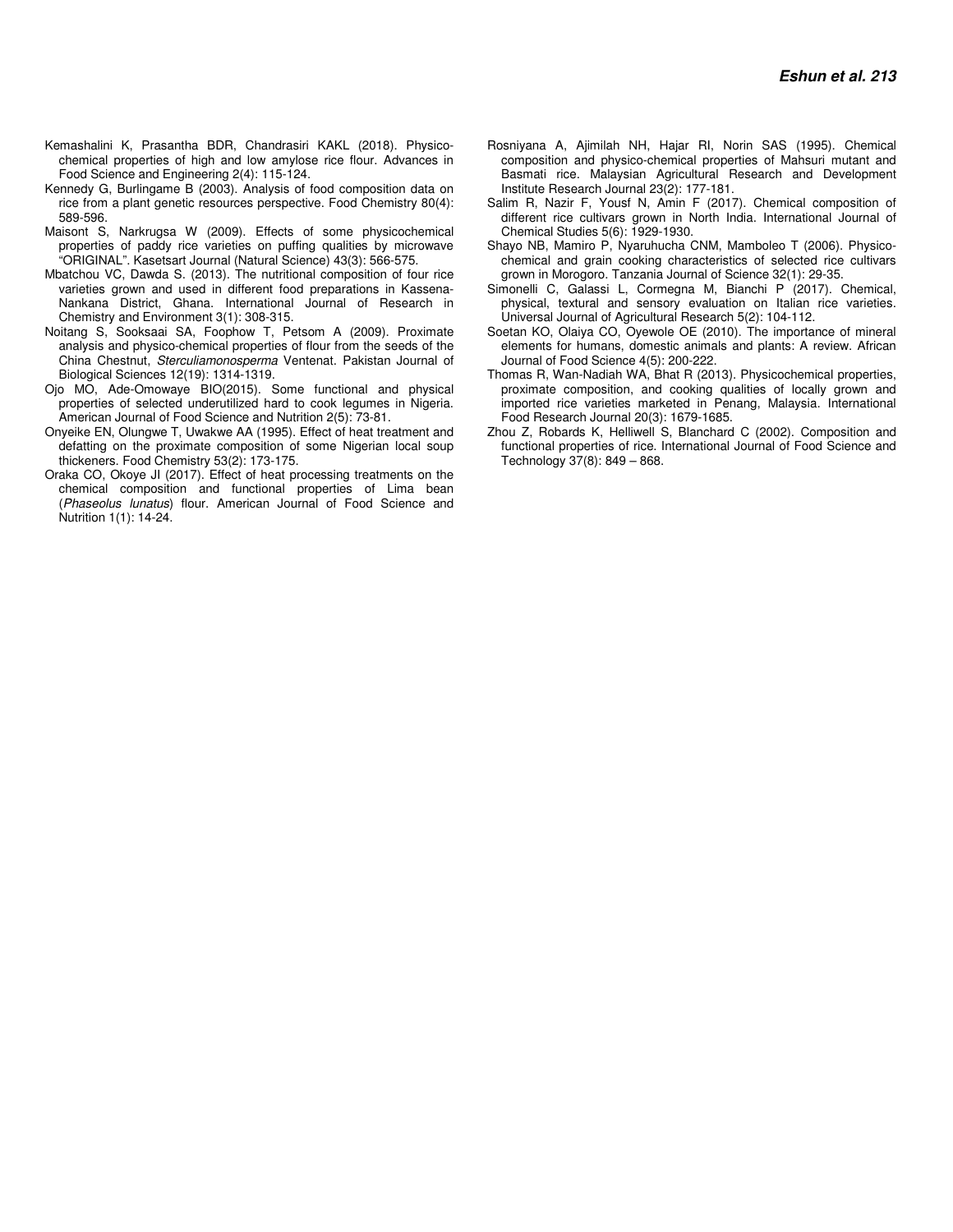Kemashalini K, Prasantha BDR, Chandrasiri KAKL (2018). Physico-chemical properties of high and low amylose rice flour. Advances in Food Science and Engineering 2(4): 115-124.

Kennedy G, Burlingame B (2003). Analysis of food composition data on rice from a plant genetic resources perspective. Food Chemistry 80(4): 589-596.

Maisont S, Narkrugsa W (2009). Effects of some physicochemical properties of paddy rice varieties on puffing qualities by microwave "ORIGINAL". Kasetsart Journal (Natural Science) 43(3): 566-575.

Mbatchou VC, Dawda S. (2013). The nutritional composition of four rice varieties grown and used in different food preparations in Kassena-Nankana District, Ghana. International Journal of Research in Chemistry and Environment 3(1): 308-315.

Noitang S, Sooksaai SA, Foophow T, Petsom A (2009). Proximate analysis and physico-chemical properties of flour from the seeds of the China Chestnut, *Sterculiamonosperma* Ventenat. Pakistan Journal of Biological Sciences 12(19): 1314-1319.

Ojo MO, Ade-Omowaye BIO(2015). Some functional and physical properties of selected underutilized hard to cook legumes in Nigeria. American Journal of Food Science and Nutrition 2(5): 73-81.

Onyeike EN, Olungwe T, Uwakwe AA (1995). Effect of heat treatment and defatting on the proximate composition of some Nigerian local soup thickeners. Food Chemistry 53(2): 173-175.

Oraka CO, Okoye JI (2017). Effect of heat processing treatments on the chemical composition and functional properties of Lima bean (*Phaseolus lunatus*) flour. American Journal of Food Science and Nutrition 1(1): 14-24.

Rosniyana A, Ajimilah NH, Hajar RI, Norin SAS (1995). Chemical composition and physico-chemical properties of Mahsuri mutant and Basmati rice. Malaysian Agricultural Research and Development Institute Research Journal 23(2): 177-181.

Salim R, Nazir F, Yousf N, Amin F (2017). Chemical composition of different rice cultivars grown in North India. International Journal of Chemical Studies 5(6): 1929-1930.

Shayo NB, Mamiro P, Nyaruhucha CNM, Mamboleo T (2006). Physico-chemical and grain cooking characteristics of selected rice cultivars grown in Morogoro. Tanzania Journal of Science 32(1): 29-35.

Simonelli C, Galassi L, Cormegna M, Bianchi P (2017). Chemical, physical, textural and sensory evaluation on Italian rice varieties. Universal Journal of Agricultural Research 5(2): 104-112.

Soetan KO, Olaiya CO, Oyewole OE (2010). The importance of mineral elements for humans, domestic animals and plants: A review. African Journal of Food Science 4(5): 200-222.

Thomas R, Wan-Nadiah WA, Bhat R (2013). Physicochemical properties, proximate composition, and cooking qualities of locally grown and imported rice varieties marketed in Penang, Malaysia. International Food Research Journal 20(3): 1679-1685.

Zhou Z, Robards K, Helliwell S, Blanchard C (2002). Composition and functional properties of rice. International Journal of Food Science and Technology 37(8): 849 – 868.